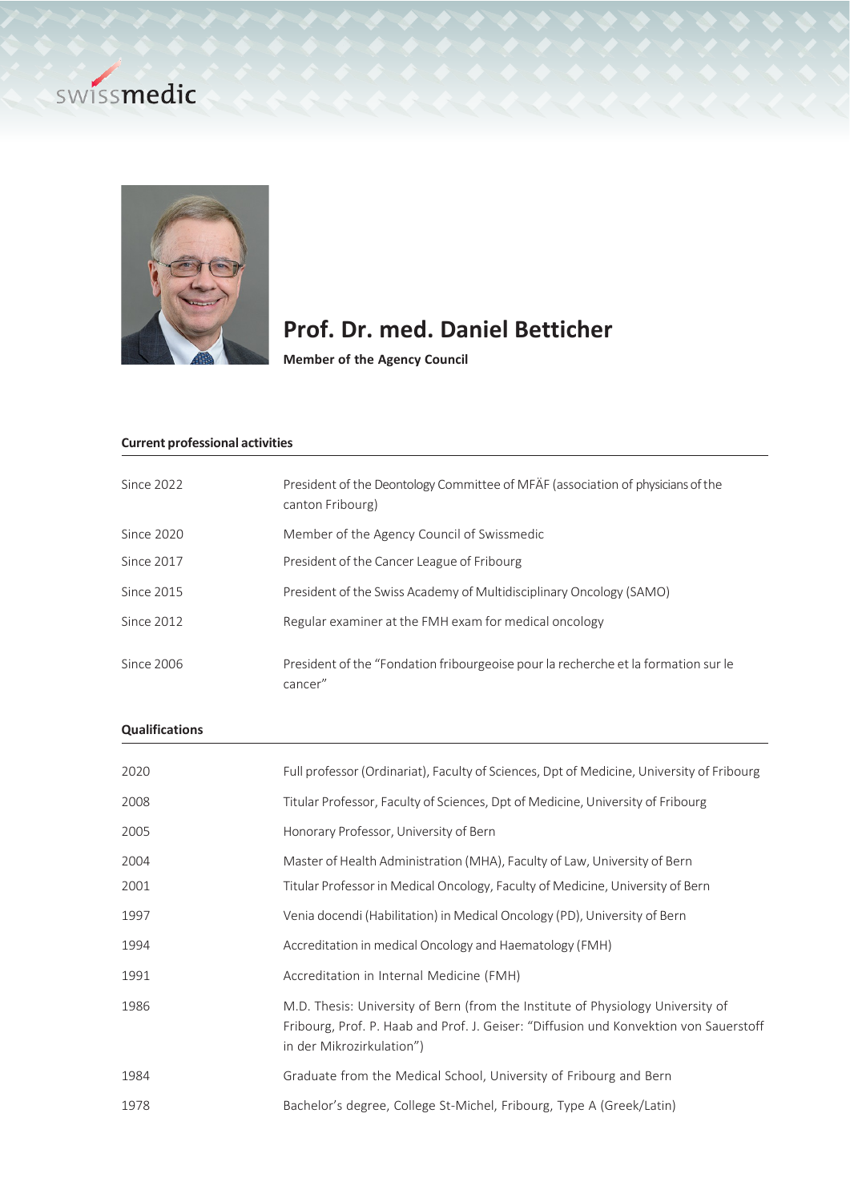# Prof. Dr. med. Daniel Betticher

**Member of the Agency Council**

### Current professional activities

| | |
|---|---|
| Since 2022 | President of the Deontology Committee of MFÄF (association of physicians of the canton Fribourg) |
| Since 2020 | Member of the Agency Council of Swissmedic |
| Since 2017 | President of the Cancer League of Fribourg |
| Since 2015 | President of the Swiss Academy of Multidisciplinary Oncology (SAMO) |
| Since 2012 | Regular examiner at the FMH exam for medical oncology |
| Since 2006 | President of the "Fondation fribourgeoise pour la recherche et la formation sur le cancer" |

### Qualifications

| | |
|---|---|
| 2020 | Full professor (Ordinariat), Faculty of Sciences, Dpt of Medicine, University of Fribourg |
| 2008 | Titular Professor, Faculty of Sciences, Dpt of Medicine, University of Fribourg |
| 2005 | Honorary Professor, University of Bern |
| 2004 | Master of Health Administration (MHA), Faculty of Law, University of Bern |
| 2001 | Titular Professor in Medical Oncology, Faculty of Medicine, University of Bern |
| 1997 | Venia docendi (Habilitation) in Medical Oncology (PD), University of Bern |
| 1994 | Accreditation in medical Oncology and Haematology (FMH) |
| 1991 | Accreditation in Internal Medicine (FMH) |
| 1986 | M.D. Thesis: University of Bern (from the Institute of Physiology University of Fribourg, Prof. P. Haab and Prof. J. Geiser: "Diffusion und Konvektion von Sauerstoff in der Mikrozirkulation") |
| 1984 | Graduate from the Medical School, University of Fribourg and Bern |
| 1978 | Bachelor's degree, College St-Michel, Fribourg, Type A (Greek/Latin) |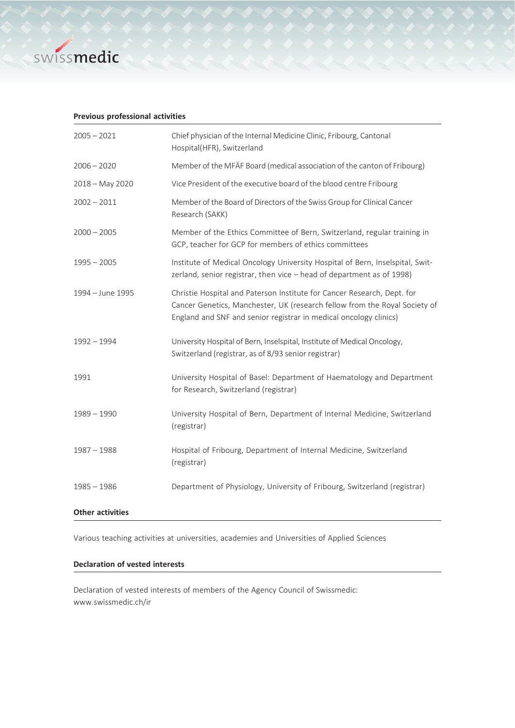**Previous professional activities**

| | |
|---|---|
| 2005 – 2021 | Chief physician of the Internal Medicine Clinic, Fribourg, Cantonal Hospital(HFR), Switzerland |
| 2006 – 2020 | Member of the MFÄF Board (medical association of the canton of Fribourg) |
| 2018 – May 2020 | Vice President of the executive board of the blood centre Fribourg |
| 2002 – 2011 | Member of the Board of Directors of the Swiss Group for Clinical Cancer Research (SAKK) |
| 2000 – 2005 | Member of the Ethics Committee of Bern, Switzerland, regular training in GCP, teacher for GCP for members of ethics committees |
| 1995 – 2005 | Institute of Medical Oncology University Hospital of Bern, Inselspital, Switzerland, senior registrar, then vice – head of department as of 1998) |
| 1994 – June 1995 | Christie Hospital and Paterson Institute for Cancer Research, Dept. for Cancer Genetics, Manchester, UK (research fellow from the Royal Society of England and SNF and senior registrar in medical oncology clinics) |
| 1992 – 1994 | University Hospital of Bern, Inselspital, Institute of Medical Oncology, Switzerland (registrar, as of 8/93 senior registrar) |
| 1991 | University Hospital of Basel: Department of Haematology and Department for Research, Switzerland (registrar) |
| 1989 – 1990 | University Hospital of Bern, Department of Internal Medicine, Switzerland (registrar) |
| 1987 – 1988 | Hospital of Fribourg, Department of Internal Medicine, Switzerland (registrar) |
| 1985 – 1986 | Department of Physiology, University of Fribourg, Switzerland (registrar) |

**Other activities**

Various teaching activities at universities, academies and Universities of Applied Sciences

**Declaration of vested interests**

Declaration of vested interests of members of the Agency Council of Swissmedic:
www.swissmedic.ch/ir